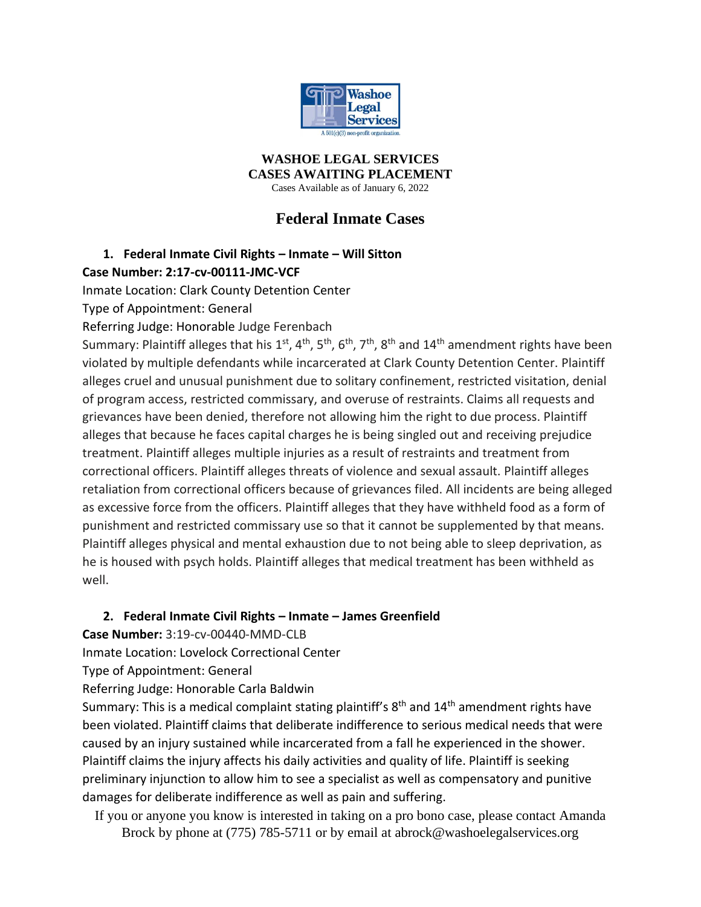**WASHOE LEGAL SERVICES**
**CASES AWAITING PLACEMENT**
Cases Available as of January 6, 2022

# Federal Inmate Cases

**1. Federal Inmate Civil Rights – Inmate – Will Sitton**

**Case Number: 2:17-cv-00111-JMC-VCF**

Inmate Location: Clark County Detention Center

Type of Appointment: General

Referring Judge: Honorable Judge Ferenbach

Summary: Plaintiff alleges that his 1st, 4th, 5th, 6th, 7th, 8th and 14th amendment rights have been violated by multiple defendants while incarcerated at Clark County Detention Center. Plaintiff alleges cruel and unusual punishment due to solitary confinement, restricted visitation, denial of program access, restricted commissary, and overuse of restraints. Claims all requests and grievances have been denied, therefore not allowing him the right to due process. Plaintiff alleges that because he faces capital charges he is being singled out and receiving prejudice treatment. Plaintiff alleges multiple injuries as a result of restraints and treatment from correctional officers. Plaintiff alleges threats of violence and sexual assault. Plaintiff alleges retaliation from correctional officers because of grievances filed. All incidents are being alleged as excessive force from the officers. Plaintiff alleges that they have withheld food as a form of punishment and restricted commissary use so that it cannot be supplemented by that means. Plaintiff alleges physical and mental exhaustion due to not being able to sleep deprivation, as he is housed with psych holds. Plaintiff alleges that medical treatment has been withheld as well.

**2. Federal Inmate Civil Rights – Inmate – James Greenfield**

**Case Number:** 3:19-cv-00440-MMD-CLB

Inmate Location: Lovelock Correctional Center

Type of Appointment: General

Referring Judge: Honorable Carla Baldwin

Summary: This is a medical complaint stating plaintiff's 8th and 14th amendment rights have been violated. Plaintiff claims that deliberate indifference to serious medical needs that were caused by an injury sustained while incarcerated from a fall he experienced in the shower. Plaintiff claims the injury affects his daily activities and quality of life. Plaintiff is seeking preliminary injunction to allow him to see a specialist as well as compensatory and punitive damages for deliberate indifference as well as pain and suffering.

If you or anyone you know is interested in taking on a pro bono case, please contact Amanda Brock by phone at (775) 785-5711 or by email at abrock@washoelegalservices.org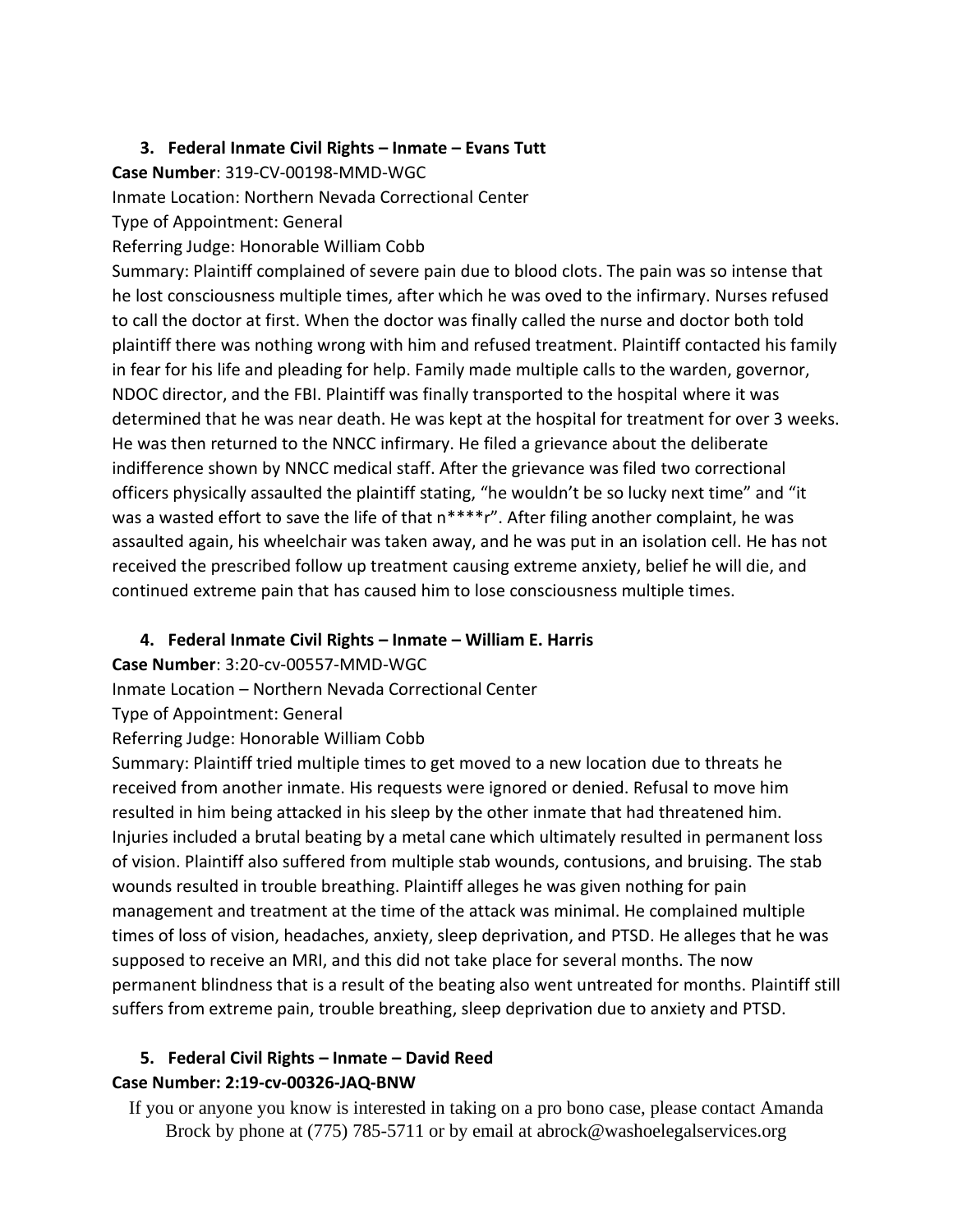### 3. Federal Inmate Civil Rights – Inmate – Evans Tutt

**Case Number**: 319-CV-00198-MMD-WGC

Inmate Location: Northern Nevada Correctional Center

Type of Appointment: General

Referring Judge: Honorable William Cobb

Summary: Plaintiff complained of severe pain due to blood clots. The pain was so intense that he lost consciousness multiple times, after which he was oved to the infirmary. Nurses refused to call the doctor at first. When the doctor was finally called the nurse and doctor both told plaintiff there was nothing wrong with him and refused treatment. Plaintiff contacted his family in fear for his life and pleading for help. Family made multiple calls to the warden, governor, NDOC director, and the FBI. Plaintiff was finally transported to the hospital where it was determined that he was near death. He was kept at the hospital for treatment for over 3 weeks. He was then returned to the NNCC infirmary. He filed a grievance about the deliberate indifference shown by NNCC medical staff. After the grievance was filed two correctional officers physically assaulted the plaintiff stating, "he wouldn't be so lucky next time" and "it was a wasted effort to save the life of that n****r". After filing another complaint, he was assaulted again, his wheelchair was taken away, and he was put in an isolation cell. He has not received the prescribed follow up treatment causing extreme anxiety, belief he will die, and continued extreme pain that has caused him to lose consciousness multiple times.

### 4. Federal Inmate Civil Rights – Inmate – William E. Harris

**Case Number**: 3:20-cv-00557-MMD-WGC

Inmate Location – Northern Nevada Correctional Center

Type of Appointment: General

Referring Judge: Honorable William Cobb

Summary: Plaintiff tried multiple times to get moved to a new location due to threats he received from another inmate. His requests were ignored or denied. Refusal to move him resulted in him being attacked in his sleep by the other inmate that had threatened him. Injuries included a brutal beating by a metal cane which ultimately resulted in permanent loss of vision. Plaintiff also suffered from multiple stab wounds, contusions, and bruising. The stab wounds resulted in trouble breathing. Plaintiff alleges he was given nothing for pain management and treatment at the time of the attack was minimal. He complained multiple times of loss of vision, headaches, anxiety, sleep deprivation, and PTSD. He alleges that he was supposed to receive an MRI, and this did not take place for several months. The now permanent blindness that is a result of the beating also went untreated for months. Plaintiff still suffers from extreme pain, trouble breathing, sleep deprivation due to anxiety and PTSD.

### 5. Federal Civil Rights – Inmate – David Reed

**Case Number: 2:19-cv-00326-JAQ-BNW**

If you or anyone you know is interested in taking on a pro bono case, please contact Amanda Brock by phone at (775) 785-5711 or by email at abrock@washoelegalservices.org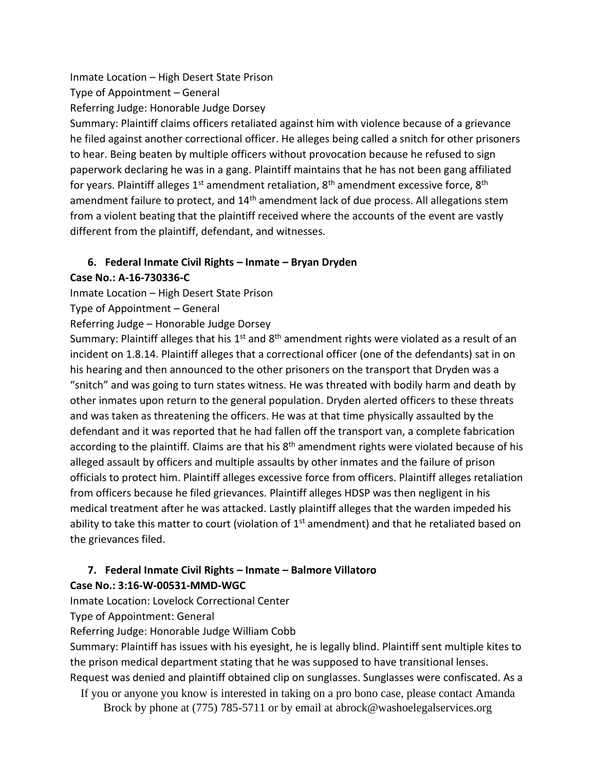Inmate Location – High Desert State Prison

Type of Appointment – General

Referring Judge: Honorable Judge Dorsey

Summary: Plaintiff claims officers retaliated against him with violence because of a grievance he filed against another correctional officer. He alleges being called a snitch for other prisoners to hear. Being beaten by multiple officers without provocation because he refused to sign paperwork declaring he was in a gang. Plaintiff maintains that he has not been gang affiliated for years. Plaintiff alleges 1st amendment retaliation, 8th amendment excessive force, 8th amendment failure to protect, and 14th amendment lack of due process. All allegations stem from a violent beating that the plaintiff received where the accounts of the event are vastly different from the plaintiff, defendant, and witnesses.

6. **Federal Inmate Civil Rights – Inmate – Bryan Dryden**

**Case No.: A-16-730336-C**

Inmate Location – High Desert State Prison

Type of Appointment – General

Referring Judge – Honorable Judge Dorsey

Summary: Plaintiff alleges that his 1st and 8th amendment rights were violated as a result of an incident on 1.8.14. Plaintiff alleges that a correctional officer (one of the defendants) sat in on his hearing and then announced to the other prisoners on the transport that Dryden was a "snitch" and was going to turn states witness. He was threated with bodily harm and death by other inmates upon return to the general population. Dryden alerted officers to these threats and was taken as threatening the officers. He was at that time physically assaulted by the defendant and it was reported that he had fallen off the transport van, a complete fabrication according to the plaintiff. Claims are that his 8th amendment rights were violated because of his alleged assault by officers and multiple assaults by other inmates and the failure of prison officials to protect him. Plaintiff alleges excessive force from officers. Plaintiff alleges retaliation from officers because he filed grievances. Plaintiff alleges HDSP was then negligent in his medical treatment after he was attacked. Lastly plaintiff alleges that the warden impeded his ability to take this matter to court (violation of 1st amendment) and that he retaliated based on the grievances filed.

7. **Federal Inmate Civil Rights – Inmate – Balmore Villatoro**

**Case No.: 3:16-W-00531-MMD-WGC**

Inmate Location: Lovelock Correctional Center

Type of Appointment: General

Referring Judge: Honorable Judge William Cobb

Summary: Plaintiff has issues with his eyesight, he is legally blind. Plaintiff sent multiple kites to the prison medical department stating that he was supposed to have transitional lenses. Request was denied and plaintiff obtained clip on sunglasses. Sunglasses were confiscated. As a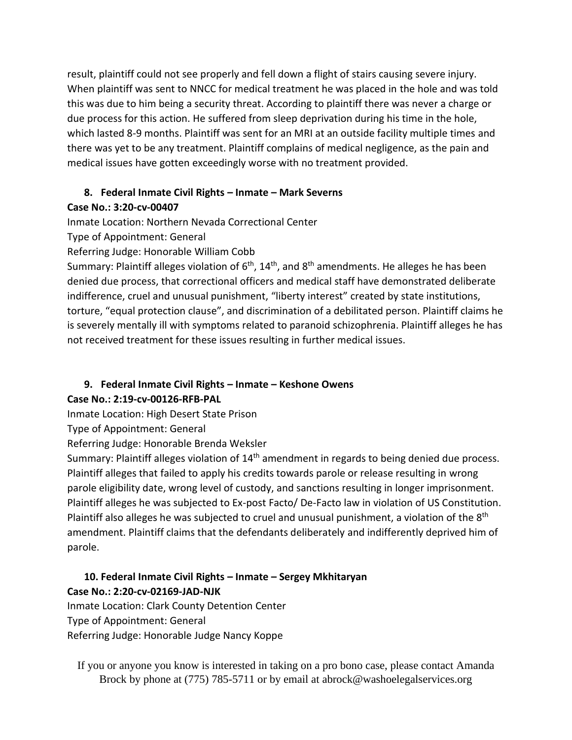result, plaintiff could not see properly and fell down a flight of stairs causing severe injury. When plaintiff was sent to NNCC for medical treatment he was placed in the hole and was told this was due to him being a security threat. According to plaintiff there was never a charge or due process for this action. He suffered from sleep deprivation during his time in the hole, which lasted 8-9 months. Plaintiff was sent for an MRI at an outside facility multiple times and there was yet to be any treatment. Plaintiff complains of medical negligence, as the pain and medical issues have gotten exceedingly worse with no treatment provided.

**8. Federal Inmate Civil Rights – Inmate – Mark Severns**

**Case No.: 3:20-cv-00407**

Inmate Location: Northern Nevada Correctional Center

Type of Appointment: General

Referring Judge: Honorable William Cobb

Summary: Plaintiff alleges violation of 6th, 14th, and 8th amendments. He alleges he has been denied due process, that correctional officers and medical staff have demonstrated deliberate indifference, cruel and unusual punishment, "liberty interest" created by state institutions, torture, "equal protection clause", and discrimination of a debilitated person. Plaintiff claims he is severely mentally ill with symptoms related to paranoid schizophrenia. Plaintiff alleges he has not received treatment for these issues resulting in further medical issues.

**9. Federal Inmate Civil Rights – Inmate – Keshone Owens**

**Case No.: 2:19-cv-00126-RFB-PAL**

Inmate Location: High Desert State Prison

Type of Appointment: General

Referring Judge: Honorable Brenda Weksler

Summary: Plaintiff alleges violation of 14th amendment in regards to being denied due process. Plaintiff alleges that failed to apply his credits towards parole or release resulting in wrong parole eligibility date, wrong level of custody, and sanctions resulting in longer imprisonment. Plaintiff alleges he was subjected to Ex-post Facto/ De-Facto law in violation of US Constitution. Plaintiff also alleges he was subjected to cruel and unusual punishment, a violation of the 8th amendment. Plaintiff claims that the defendants deliberately and indifferently deprived him of parole.

**10. Federal Inmate Civil Rights – Inmate – Sergey Mkhitaryan**

**Case No.: 2:20-cv-02169-JAD-NJK**

Inmate Location: Clark County Detention Center

Type of Appointment: General

Referring Judge: Honorable Judge Nancy Koppe

If you or anyone you know is interested in taking on a pro bono case, please contact Amanda Brock by phone at (775) 785-5711 or by email at abrock@washoelegalservices.org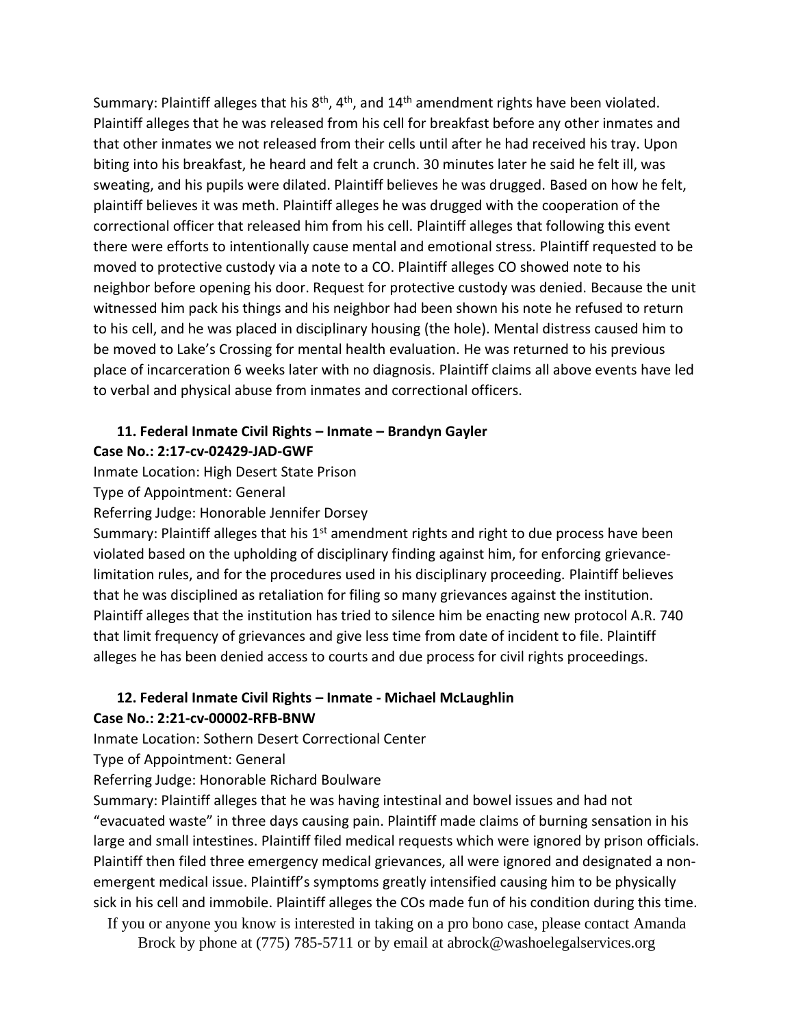Summary: Plaintiff alleges that his 8th, 4th, and 14th amendment rights have been violated. Plaintiff alleges that he was released from his cell for breakfast before any other inmates and that other inmates we not released from their cells until after he had received his tray. Upon biting into his breakfast, he heard and felt a crunch. 30 minutes later he said he felt ill, was sweating, and his pupils were dilated. Plaintiff believes he was drugged. Based on how he felt, plaintiff believes it was meth. Plaintiff alleges he was drugged with the cooperation of the correctional officer that released him from his cell. Plaintiff alleges that following this event there were efforts to intentionally cause mental and emotional stress. Plaintiff requested to be moved to protective custody via a note to a CO. Plaintiff alleges CO showed note to his neighbor before opening his door. Request for protective custody was denied. Because the unit witnessed him pack his things and his neighbor had been shown his note he refused to return to his cell, and he was placed in disciplinary housing (the hole). Mental distress caused him to be moved to Lake's Crossing for mental health evaluation. He was returned to his previous place of incarceration 6 weeks later with no diagnosis. Plaintiff claims all above events have led to verbal and physical abuse from inmates and correctional officers.

**11. Federal Inmate Civil Rights – Inmate – Brandyn Gayler**
**Case No.: 2:17-cv-02429-JAD-GWF**

Inmate Location: High Desert State Prison
Type of Appointment: General
Referring Judge: Honorable Jennifer Dorsey
Summary: Plaintiff alleges that his 1st amendment rights and right to due process have been violated based on the upholding of disciplinary finding against him, for enforcing grievance-limitation rules, and for the procedures used in his disciplinary proceeding. Plaintiff believes that he was disciplined as retaliation for filing so many grievances against the institution. Plaintiff alleges that the institution has tried to silence him be enacting new protocol A.R. 740 that limit frequency of grievances and give less time from date of incident to file. Plaintiff alleges he has been denied access to courts and due process for civil rights proceedings.

**12. Federal Inmate Civil Rights – Inmate - Michael McLaughlin**
**Case No.: 2:21-cv-00002-RFB-BNW**

Inmate Location: Sothern Desert Correctional Center
Type of Appointment: General
Referring Judge: Honorable Richard Boulware
Summary: Plaintiff alleges that he was having intestinal and bowel issues and had not "evacuated waste" in three days causing pain. Plaintiff made claims of burning sensation in his large and small intestines. Plaintiff filed medical requests which were ignored by prison officials. Plaintiff then filed three emergency medical grievances, all were ignored and designated a non-emergent medical issue. Plaintiff's symptoms greatly intensified causing him to be physically sick in his cell and immobile. Plaintiff alleges the COs made fun of his condition during this time.

If you or anyone you know is interested in taking on a pro bono case, please contact Amanda Brock by phone at (775) 785-5711 or by email at abrock@washoelegalservices.org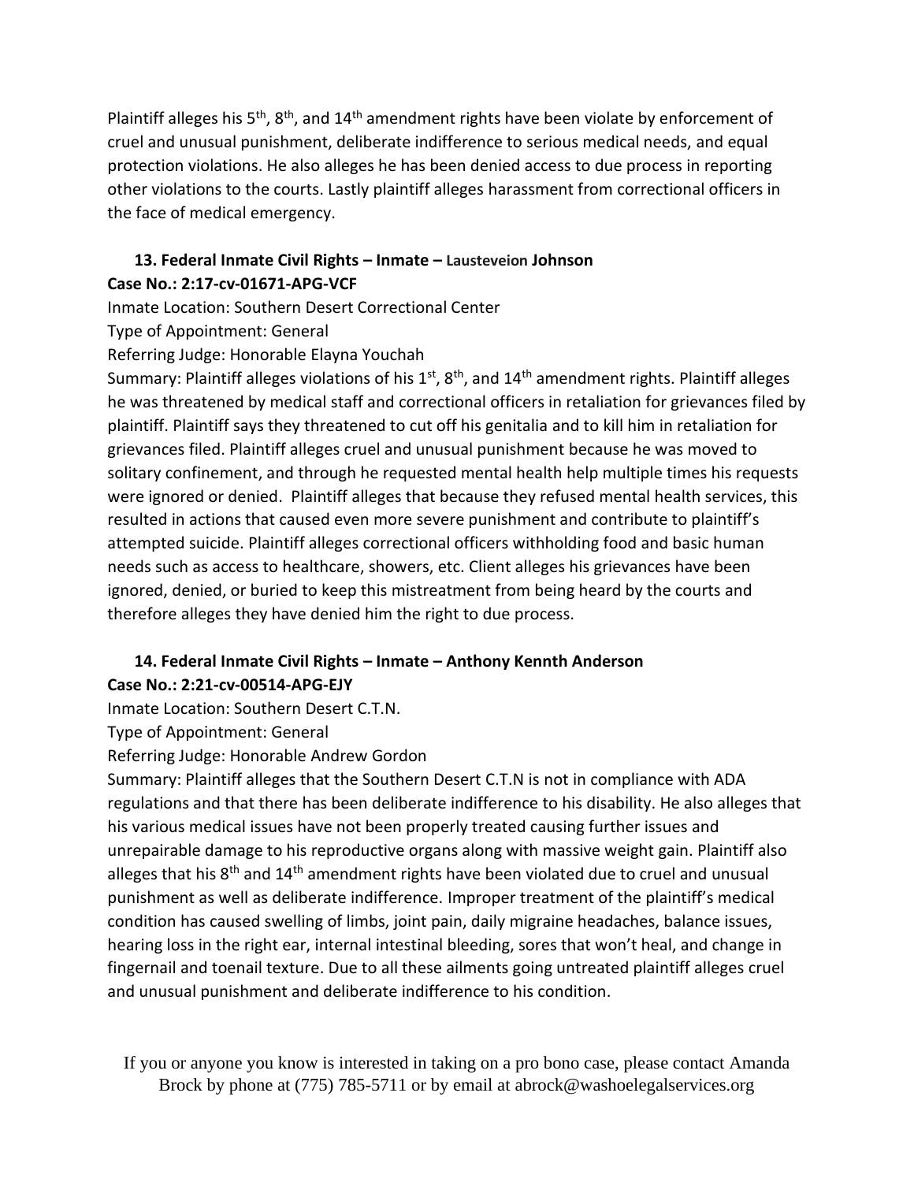Plaintiff alleges his 5th, 8th, and 14th amendment rights have been violate by enforcement of cruel and unusual punishment, deliberate indifference to serious medical needs, and equal protection violations. He also alleges he has been denied access to due process in reporting other violations to the courts. Lastly plaintiff alleges harassment from correctional officers in the face of medical emergency.

**13. Federal Inmate Civil Rights – Inmate – Lausteveion Johnson**

**Case No.: 2:17-cv-01671-APG-VCF**

Inmate Location: Southern Desert Correctional Center

Type of Appointment: General

Referring Judge: Honorable Elayna Youchah

Summary: Plaintiff alleges violations of his 1st, 8th, and 14th amendment rights. Plaintiff alleges he was threatened by medical staff and correctional officers in retaliation for grievances filed by plaintiff. Plaintiff says they threatened to cut off his genitalia and to kill him in retaliation for grievances filed. Plaintiff alleges cruel and unusual punishment because he was moved to solitary confinement, and through he requested mental health help multiple times his requests were ignored or denied. Plaintiff alleges that because they refused mental health services, this resulted in actions that caused even more severe punishment and contribute to plaintiff's attempted suicide. Plaintiff alleges correctional officers withholding food and basic human needs such as access to healthcare, showers, etc. Client alleges his grievances have been ignored, denied, or buried to keep this mistreatment from being heard by the courts and therefore alleges they have denied him the right to due process.

**14. Federal Inmate Civil Rights – Inmate – Anthony Kennth Anderson**

**Case No.: 2:21-cv-00514-APG-EJY**

Inmate Location: Southern Desert C.T.N.

Type of Appointment: General

Referring Judge: Honorable Andrew Gordon

Summary: Plaintiff alleges that the Southern Desert C.T.N is not in compliance with ADA regulations and that there has been deliberate indifference to his disability. He also alleges that his various medical issues have not been properly treated causing further issues and unrepairable damage to his reproductive organs along with massive weight gain. Plaintiff also alleges that his 8th and 14th amendment rights have been violated due to cruel and unusual punishment as well as deliberate indifference. Improper treatment of the plaintiff's medical condition has caused swelling of limbs, joint pain, daily migraine headaches, balance issues, hearing loss in the right ear, internal intestinal bleeding, sores that won't heal, and change in fingernail and toenail texture. Due to all these ailments going untreated plaintiff alleges cruel and unusual punishment and deliberate indifference to his condition.

If you or anyone you know is interested in taking on a pro bono case, please contact Amanda Brock by phone at (775) 785-5711 or by email at abrock@washoelegalservices.org